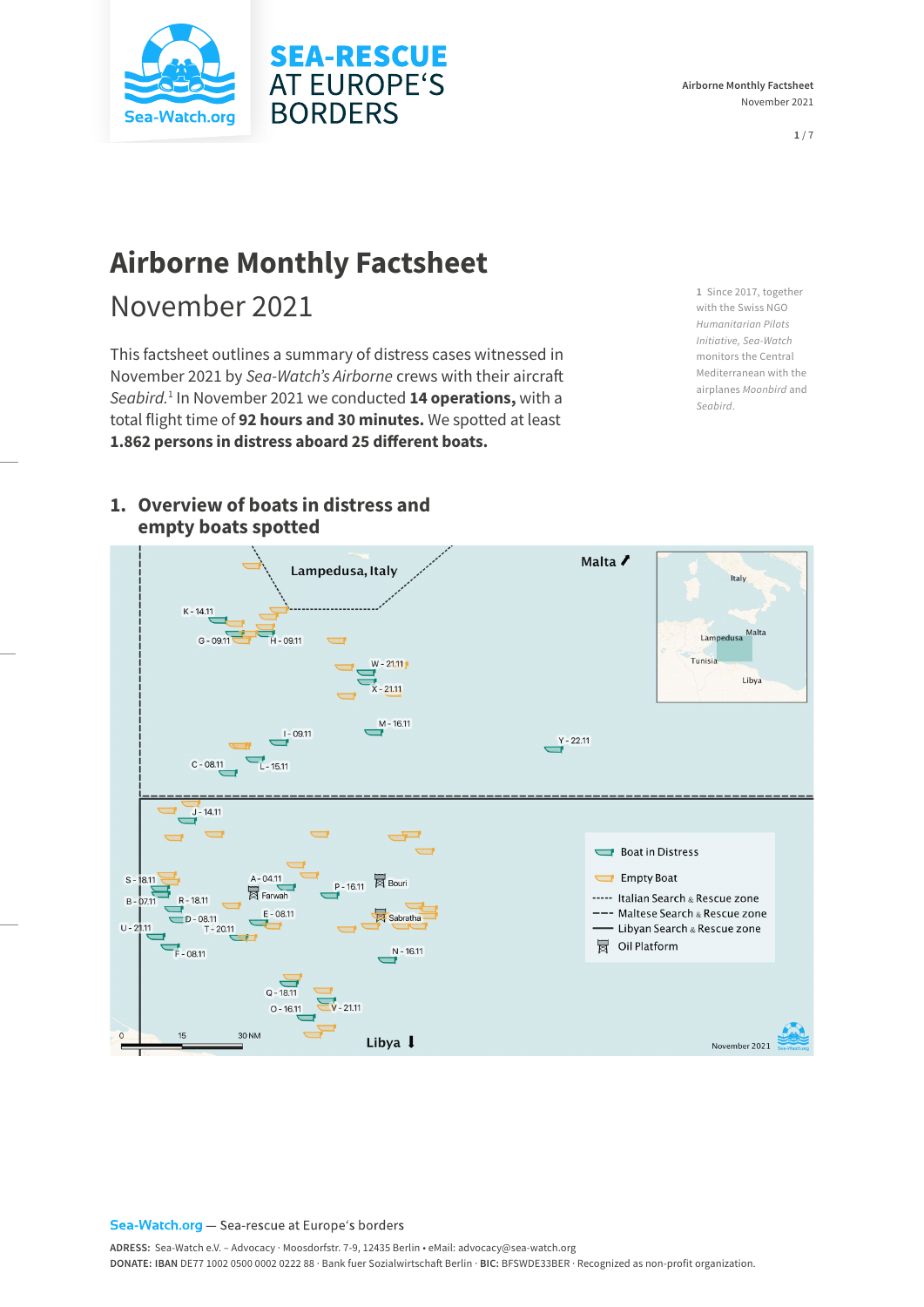# Airborne Monthly Factsheet

## November 2021

This factsheet outlines a summary of distress cases witnessed in November 2021 by *Sea-Watch's Airborne* crews with their aircraft *Seabird*.[1] In November 2021 we conducted **14 operations,** with a total flight time of **92 hours and 30 minutes.** We spotted at least **1.862 persons in distress aboard 25 different boats.**

1 Since 2017, together with the Swiss NGO *Humanitarian Pilots Initiative*, *Sea-Watch* monitors the Central Mediterranean with the airplanes *Moonbird* and *Seabird*.

## 1. Overview of boats in distress and empty boats spotted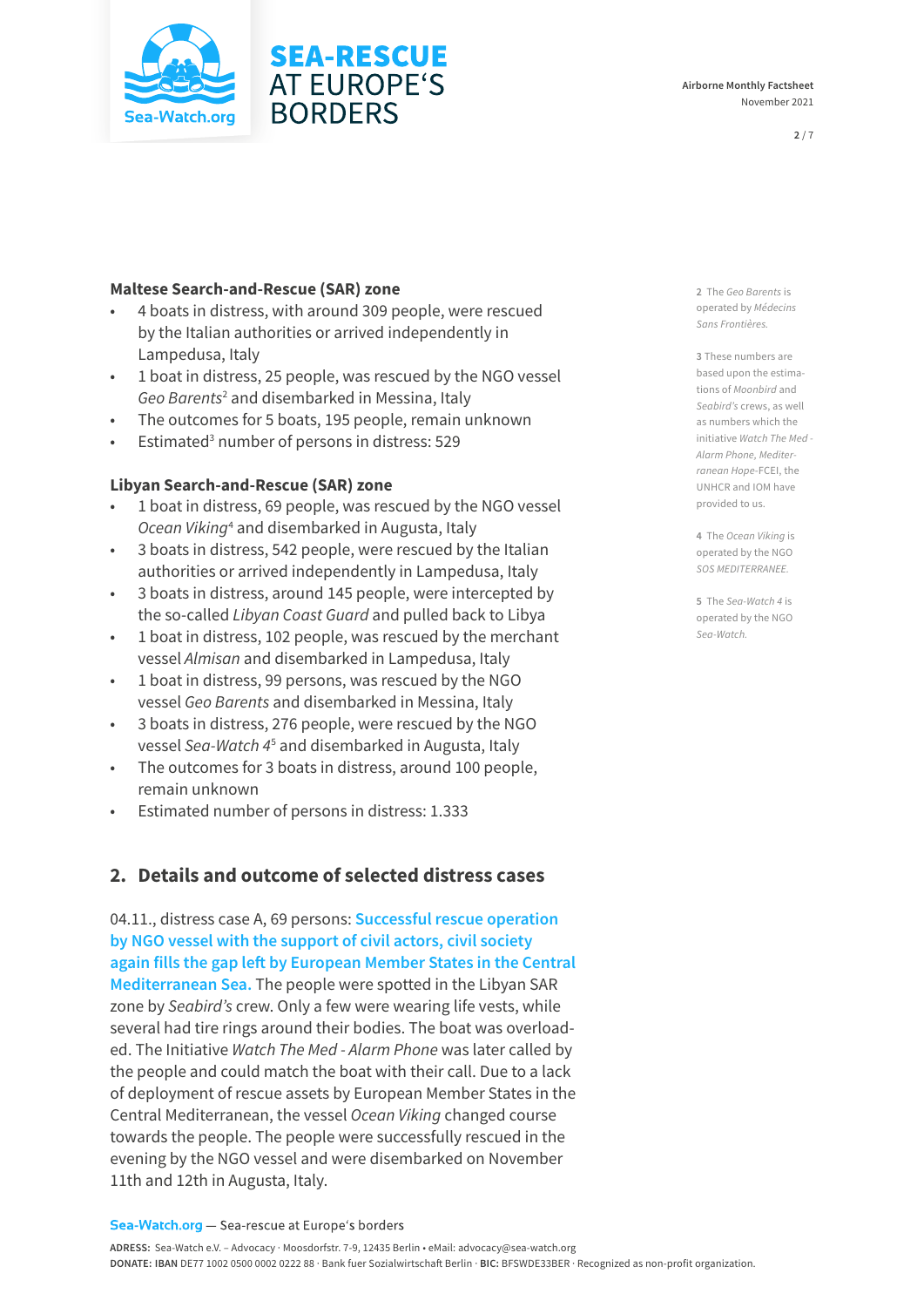### Maltese Search-and-Rescue (SAR) zone

- 4 boats in distress, with around 309 people, were rescued by the Italian authorities or arrived independently in Lampedusa, Italy
- 1 boat in distress, 25 people, was rescued by the NGO vessel *Geo Barents*[2] and disembarked in Messina, Italy
- The outcomes for 5 boats, 195 people, remain unknown
- Estimated[3] number of persons in distress: 529

### Libyan Search-and-Rescue (SAR) zone

- 1 boat in distress, 69 people, was rescued by the NGO vessel *Ocean Viking*[4] and disembarked in Augusta, Italy
- 3 boats in distress, 542 people, were rescued by the Italian authorities or arrived independently in Lampedusa, Italy
- 3 boats in distress, around 145 people, were intercepted by the so-called *Libyan Coast Guard* and pulled back to Libya
- 1 boat in distress, 102 people, was rescued by the merchant vessel *Almisan* and disembarked in Lampedusa, Italy
- 1 boat in distress, 99 persons, was rescued by the NGO vessel *Geo Barents* and disembarked in Messina, Italy
- 3 boats in distress, 276 people, were rescued by the NGO vessel *Sea-Watch 4*[5] and disembarked in Augusta, Italy
- The outcomes for 3 boats in distress, around 100 people, remain unknown
- Estimated number of persons in distress: 1.333

## 2. Details and outcome of selected distress cases

04.11., distress case A, 69 persons: **Successful rescue operation by NGO vessel with the support of civil actors, civil society again fills the gap left by European Member States in the Central Mediterranean Sea.** The people were spotted in the Libyan SAR zone by *Seabird's* crew. Only a few were wearing life vests, while several had tire rings around their bodies. The boat was overloaded. The Initiative *Watch The Med - Alarm Phone* was later called by the people and could match the boat with their call. Due to a lack of deployment of rescue assets by European Member States in the Central Mediterranean, the vessel *Ocean Viking* changed course towards the people. The people were successfully rescued in the evening by the NGO vessel and were disembarked on November 11th and 12th in Augusta, Italy.

---

[2] The *Geo Barents* is operated by *Médecins Sans Frontières.*

[3] These numbers are based upon the estimations of *Moonbird* and *Seabird's* crews, as well as numbers which the initiative *Watch The Med - Alarm Phone*, *Mediterranean Hope*-FCEI, the UNHCR and IOM have provided to us.

[4] The *Ocean Viking* is operated by the NGO *SOS MEDITERRANEE.*

[5] The *Sea-Watch 4* is operated by the NGO *Sea-Watch.*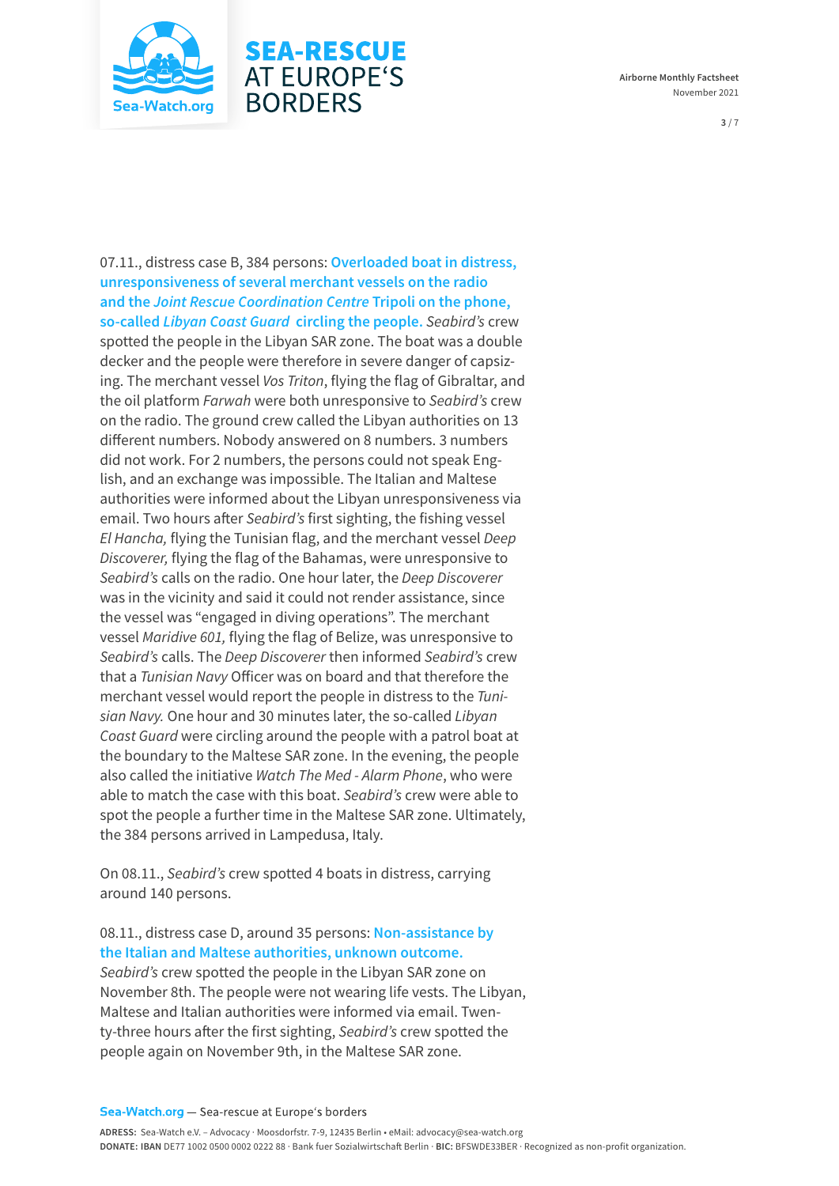07.11., distress case B, 384 persons: **Overloaded boat in distress, unresponsiveness of several merchant vessels on the radio and the *Joint Rescue Coordination Centre* Tripoli on the phone, so-called *Libyan Coast Guard* circling the people.** *Seabird's* crew spotted the people in the Libyan SAR zone. The boat was a double decker and the people were therefore in severe danger of capsizing. The merchant vessel *Vos Triton*, flying the flag of Gibraltar, and the oil platform *Farwah* were both unresponsive to *Seabird's* crew on the radio. The ground crew called the Libyan authorities on 13 different numbers. Nobody answered on 8 numbers. 3 numbers did not work. For 2 numbers, the persons could not speak English, and an exchange was impossible. The Italian and Maltese authorities were informed about the Libyan unresponsiveness via email. Two hours after *Seabird's* first sighting, the fishing vessel *El Hancha,* flying the Tunisian flag, and the merchant vessel *Deep Discoverer,* flying the flag of the Bahamas, were unresponsive to *Seabird's* calls on the radio. One hour later, the *Deep Discoverer* was in the vicinity and said it could not render assistance, since the vessel was "engaged in diving operations". The merchant vessel *Maridive 601,* flying the flag of Belize, was unresponsive to *Seabird's* calls. The *Deep Discoverer* then informed *Seabird's* crew that a *Tunisian Navy* Officer was on board and that therefore the merchant vessel would report the people in distress to the *Tunisian Navy.* One hour and 30 minutes later, the so-called *Libyan Coast Guard* were circling around the people with a patrol boat at the boundary to the Maltese SAR zone. In the evening, the people also called the initiative *Watch The Med - Alarm Phone*, who were able to match the case with this boat. *Seabird's* crew were able to spot the people a further time in the Maltese SAR zone. Ultimately, the 384 persons arrived in Lampedusa, Italy.

On 08.11., *Seabird's* crew spotted 4 boats in distress, carrying around 140 persons.

08.11., distress case D, around 35 persons: **Non-assistance by the Italian and Maltese authorities, unknown outcome.** *Seabird's* crew spotted the people in the Libyan SAR zone on November 8th. The people were not wearing life vests. The Libyan, Maltese and Italian authorities were informed via email. Twenty-three hours after the first sighting, *Seabird's* crew spotted the people again on November 9th, in the Maltese SAR zone.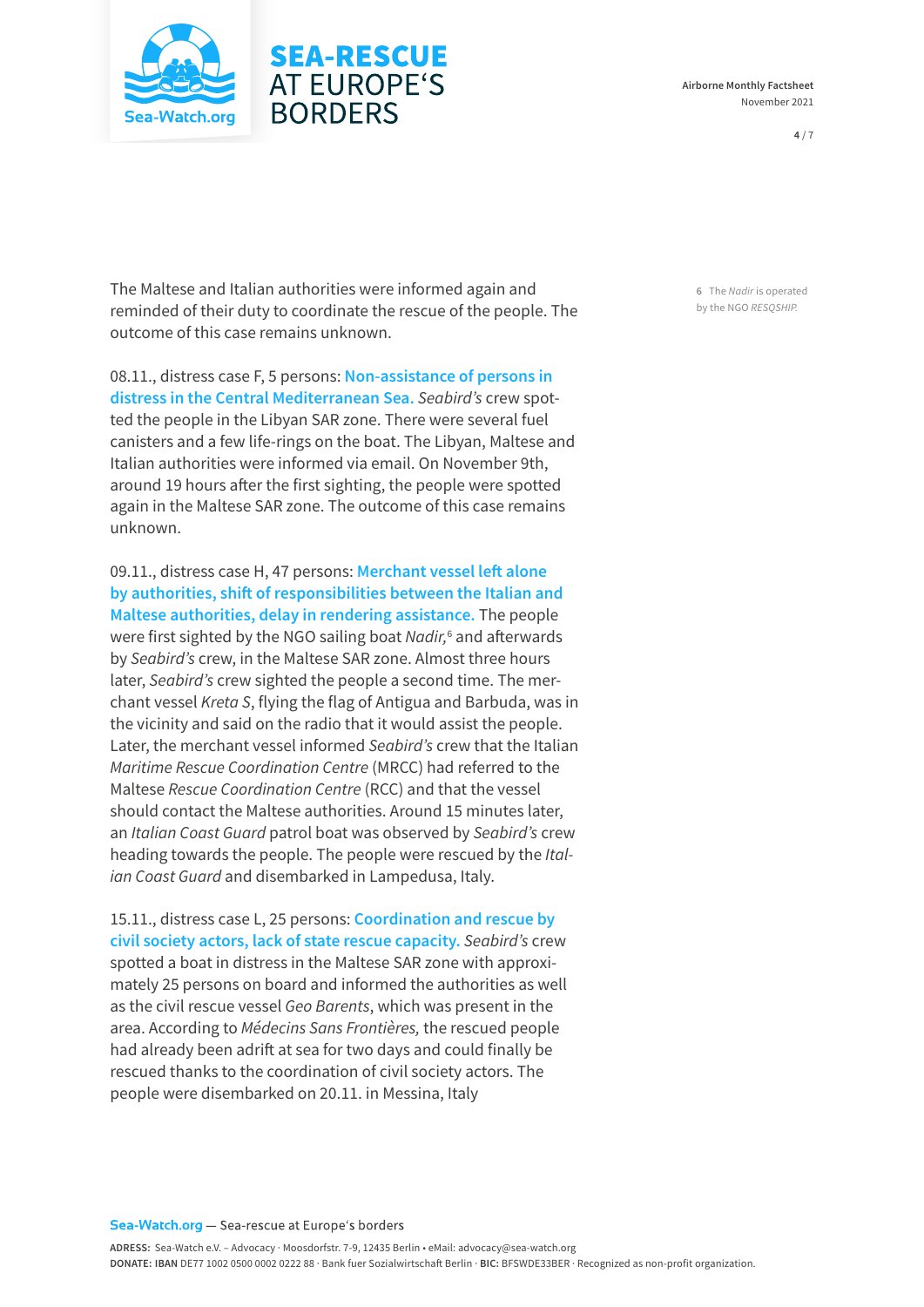The Maltese and Italian authorities were informed again and reminded of their duty to coordinate the rescue of the people. The outcome of this case remains unknown.

08.11., distress case F, 5 persons: **Non-assistance of persons in distress in the Central Mediterranean Sea.** *Seabird's* crew spotted the people in the Libyan SAR zone. There were several fuel canisters and a few life-rings on the boat. The Libyan, Maltese and Italian authorities were informed via email. On November 9th, around 19 hours after the first sighting, the people were spotted again in the Maltese SAR zone. The outcome of this case remains unknown.

09.11., distress case H, 47 persons: **Merchant vessel left alone by authorities, shift of responsibilities between the Italian and Maltese authorities, delay in rendering assistance.** The people were first sighted by the NGO sailing boat *Nadir,*[6] and afterwards by *Seabird's* crew, in the Maltese SAR zone. Almost three hours later, *Seabird's* crew sighted the people a second time. The merchant vessel *Kreta S*, flying the flag of Antigua and Barbuda, was in the vicinity and said on the radio that it would assist the people. Later, the merchant vessel informed *Seabird's* crew that the Italian *Maritime Rescue Coordination Centre* (MRCC) had referred to the Maltese *Rescue Coordination Centre* (RCC) and that the vessel should contact the Maltese authorities. Around 15 minutes later, an *Italian Coast Guard* patrol boat was observed by *Seabird's* crew heading towards the people. The people were rescued by the *Italian Coast Guard* and disembarked in Lampedusa, Italy.

15.11., distress case L, 25 persons: **Coordination and rescue by civil society actors, lack of state rescue capacity.** *Seabird's* crew spotted a boat in distress in the Maltese SAR zone with approximately 25 persons on board and informed the authorities as well as the civil rescue vessel *Geo Barents*, which was present in the area. According to *Médecins Sans Frontières,* the rescued people had already been adrift at sea for two days and could finally be rescued thanks to the coordination of civil society actors. The people were disembarked on 20.11. in Messina, Italy

6 The *Nadir* is operated by the NGO *RESQSHIP*.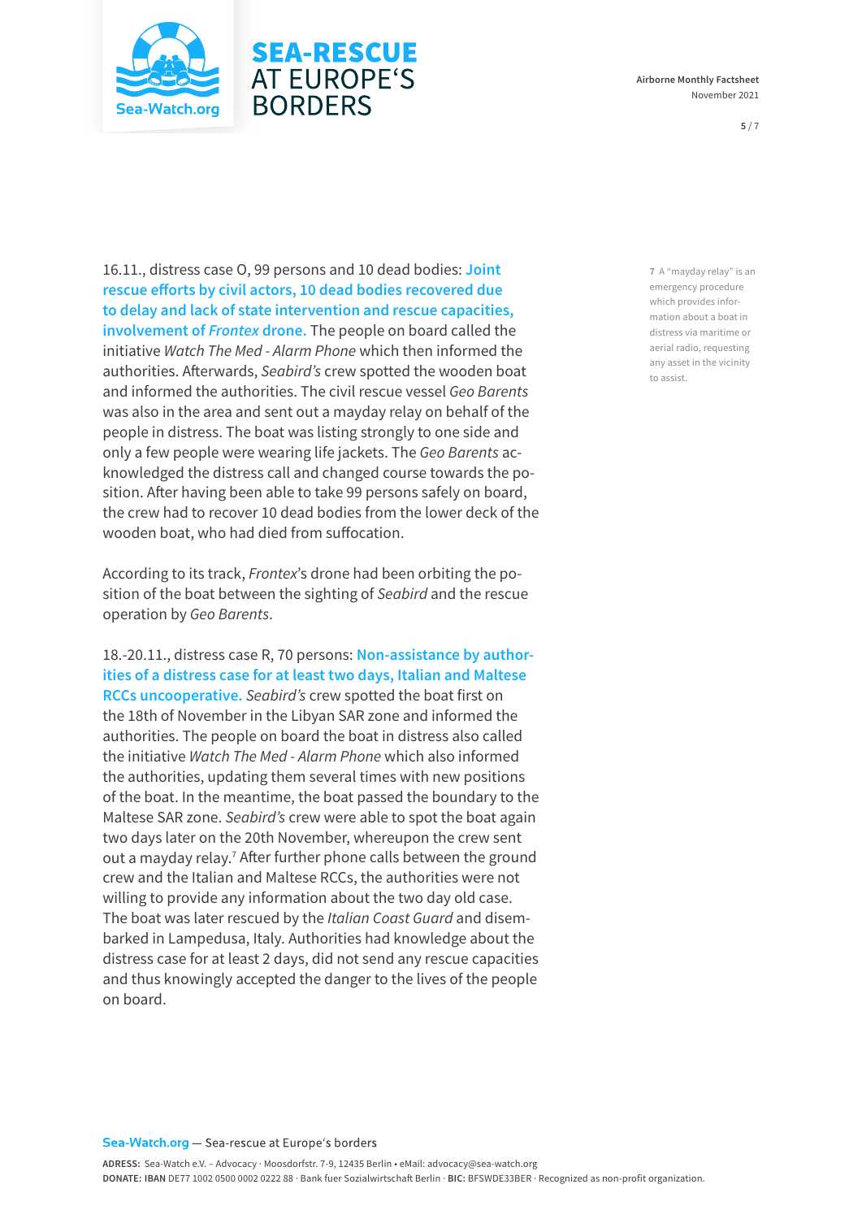16.11., distress case O, 99 persons and 10 dead bodies: **Joint rescue efforts by civil actors, 10 dead bodies recovered due to delay and lack of state intervention and rescue capacities, involvement of *Frontex* drone.** The people on board called the initiative *Watch The Med - Alarm Phone* which then informed the authorities. Afterwards, *Seabird's* crew spotted the wooden boat and informed the authorities. The civil rescue vessel *Geo Barents* was also in the area and sent out a mayday relay on behalf of the people in distress. The boat was listing strongly to one side and only a few people were wearing life jackets. The *Geo Barents* acknowledged the distress call and changed course towards the position. After having been able to take 99 persons safely on board, the crew had to recover 10 dead bodies from the lower deck of the wooden boat, who had died from suffocation.

According to its track, *Frontex*'s drone had been orbiting the position of the boat between the sighting of *Seabird* and the rescue operation by *Geo Barents*.

18.-20.11., distress case R, 70 persons: **Non-assistance by authorities of a distress case for at least two days, Italian and Maltese RCCs uncooperative.** *Seabird's* crew spotted the boat first on the 18th of November in the Libyan SAR zone and informed the authorities. The people on board the boat in distress also called the initiative *Watch The Med - Alarm Phone* which also informed the authorities, updating them several times with new positions of the boat. In the meantime, the boat passed the boundary to the Maltese SAR zone. *Seabird's* crew were able to spot the boat again two days later on the 20th November, whereupon the crew sent out a mayday relay.[7] After further phone calls between the ground crew and the Italian and Maltese RCCs, the authorities were not willing to provide any information about the two day old case. The boat was later rescued by the *Italian Coast Guard* and disembarked in Lampedusa, Italy. Authorities had knowledge about the distress case for at least 2 days, did not send any rescue capacities and thus knowingly accepted the danger to the lives of the people on board.

7 A "mayday relay" is an emergency procedure which provides information about a boat in distress via maritime or aerial radio, requesting any asset in the vicinity to assist.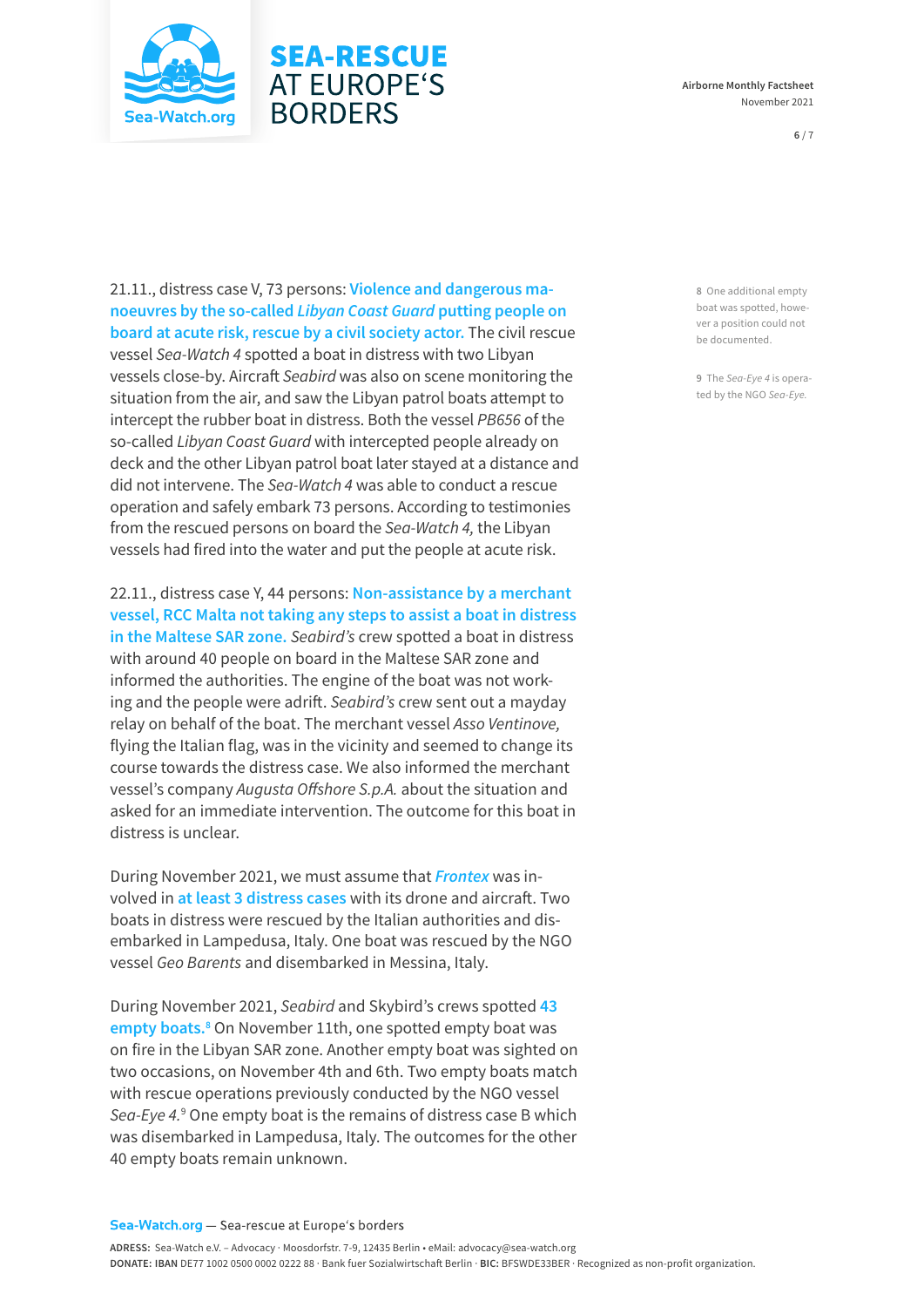21.11., distress case V, 73 persons: **Violence and dangerous manoeuvres by the so-called *Libyan Coast Guard* putting people on board at acute risk, rescue by a civil society actor.** The civil rescue vessel *Sea-Watch 4* spotted a boat in distress with two Libyan vessels close-by. Aircraft *Seabird* was also on scene monitoring the situation from the air, and saw the Libyan patrol boats attempt to intercept the rubber boat in distress. Both the vessel *PB656* of the so-called *Libyan Coast Guard* with intercepted people already on deck and the other Libyan patrol boat later stayed at a distance and did not intervene. The *Sea-Watch 4* was able to conduct a rescue operation and safely embark 73 persons. According to testimonies from the rescued persons on board the *Sea-Watch 4,* the Libyan vessels had fired into the water and put the people at acute risk.

22.11., distress case Y, 44 persons: **Non-assistance by a merchant vessel, RCC Malta not taking any steps to assist a boat in distress in the Maltese SAR zone.** *Seabird's* crew spotted a boat in distress with around 40 people on board in the Maltese SAR zone and informed the authorities. The engine of the boat was not working and the people were adrift. *Seabird's* crew sent out a mayday relay on behalf of the boat. The merchant vessel *Asso Ventinove,* flying the Italian flag, was in the vicinity and seemed to change its course towards the distress case. We also informed the merchant vessel's company *Augusta Offshore S.p.A.* about the situation and asked for an immediate intervention. The outcome for this boat in distress is unclear.

During November 2021, we must assume that ***Frontex*** was involved in **at least 3 distress cases** with its drone and aircraft. Two boats in distress were rescued by the Italian authorities and disembarked in Lampedusa, Italy. One boat was rescued by the NGO vessel *Geo Barents* and disembarked in Messina, Italy.

During November 2021, *Seabird* and Skybird's crews spotted **43 empty boats.**[8] On November 11th, one spotted empty boat was on fire in the Libyan SAR zone. Another empty boat was sighted on two occasions, on November 4th and 6th. Two empty boats match with rescue operations previously conducted by the NGO vessel *Sea-Eye 4.*[9] One empty boat is the remains of distress case B which was disembarked in Lampedusa, Italy. The outcomes for the other 40 empty boats remain unknown.

[8] One additional empty boat was spotted, however a position could not be documented.

[9] The *Sea-Eye 4* is operated by the NGO *Sea-Eye.*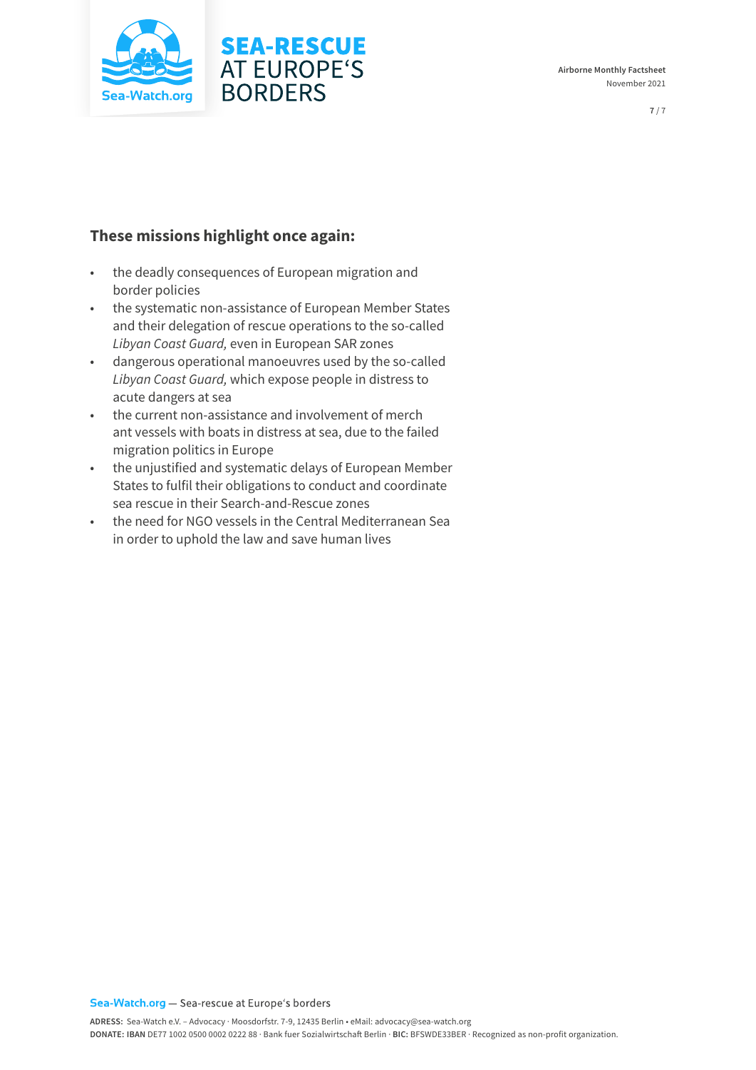## These missions highlight once again:

- the deadly consequences of European migration and border policies
- the systematic non-assistance of European Member States and their delegation of rescue operations to the so-called *Libyan Coast Guard,* even in European SAR zones
- dangerous operational manoeuvres used by the so-called *Libyan Coast Guard,* which expose people in distress to acute dangers at sea
- the current non-assistance and involvement of merch ant vessels with boats in distress at sea, due to the failed migration politics in Europe
- the unjustified and systematic delays of European Member States to fulfil their obligations to conduct and coordinate sea rescue in their Search-and-Rescue zones
- the need for NGO vessels in the Central Mediterranean Sea in order to uphold the law and save human lives

Sea-Watch.org — Sea-rescue at Europe's borders

**ADRESS:** Sea-Watch e.V. – Advocacy · Moosdorfstr. 7-9, 12435 Berlin • eMail: advocacy@sea-watch.org
**DONATE: IBAN** DE77 1002 0500 0002 0222 88 · Bank fuer Sozialwirtschaft Berlin · **BIC:** BFSWDE33BER · Recognized as non-profit organization.